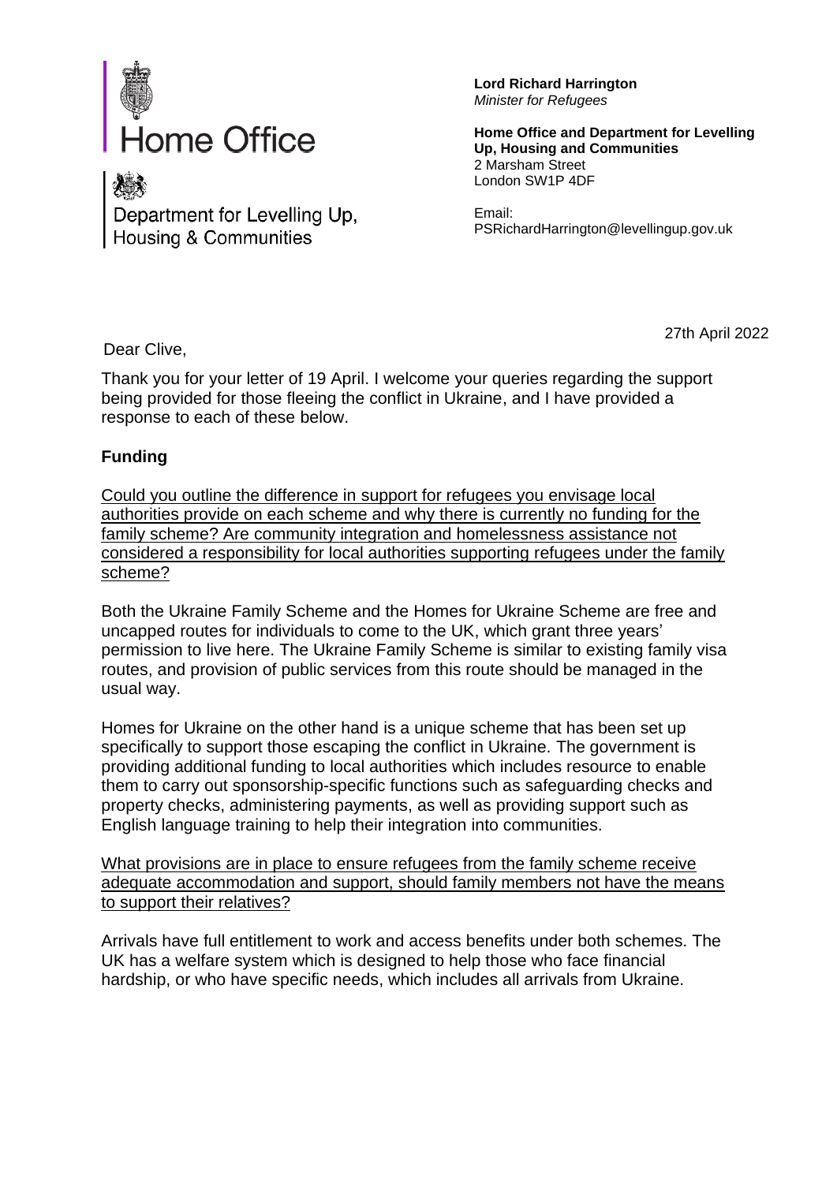Home Office

Department for Levelling Up, Housing & Communities

**Lord Richard Harrington**
*Minister for Refugees*

**Home Office and Department for Levelling Up, Housing and Communities**
2 Marsham Street
London SW1P 4DF

Email:
PSRichardHarrington@levellingup.gov.uk

27th April 2022

Dear Clive,

Thank you for your letter of 19 April. I welcome your queries regarding the support being provided for those fleeing the conflict in Ukraine, and I have provided a response to each of these below.

**Funding**

<u>Could you outline the difference in support for refugees you envisage local authorities provide on each scheme and why there is currently no funding for the family scheme? Are community integration and homelessness assistance not considered a responsibility for local authorities supporting refugees under the family scheme?</u>

Both the Ukraine Family Scheme and the Homes for Ukraine Scheme are free and uncapped routes for individuals to come to the UK, which grant three years' permission to live here. The Ukraine Family Scheme is similar to existing family visa routes, and provision of public services from this route should be managed in the usual way.

Homes for Ukraine on the other hand is a unique scheme that has been set up specifically to support those escaping the conflict in Ukraine. The government is providing additional funding to local authorities which includes resource to enable them to carry out sponsorship-specific functions such as safeguarding checks and property checks, administering payments, as well as providing support such as English language training to help their integration into communities.

<u>What provisions are in place to ensure refugees from the family scheme receive adequate accommodation and support, should family members not have the means to support their relatives?</u>

Arrivals have full entitlement to work and access benefits under both schemes. The UK has a welfare system which is designed to help those who face financial hardship, or who have specific needs, which includes all arrivals from Ukraine.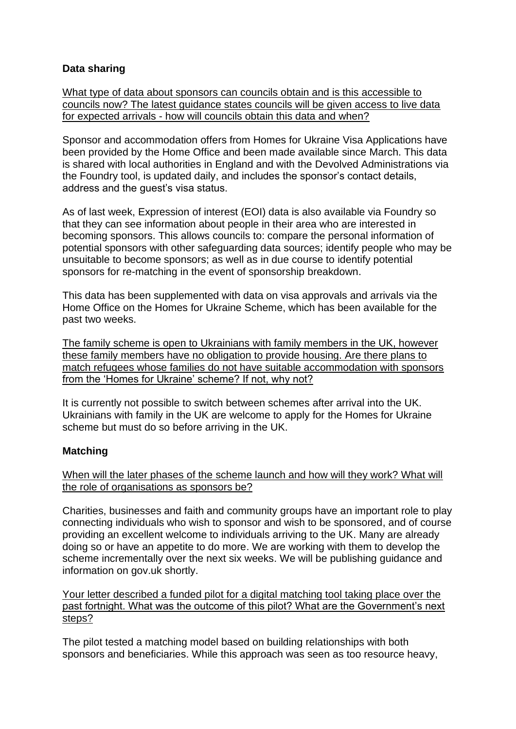### Data sharing

What type of data about sponsors can councils obtain and is this accessible to councils now? The latest guidance states councils will be given access to live data for expected arrivals - how will councils obtain this data and when?

Sponsor and accommodation offers from Homes for Ukraine Visa Applications have been provided by the Home Office and been made available since March. This data is shared with local authorities in England and with the Devolved Administrations via the Foundry tool, is updated daily, and includes the sponsor's contact details, address and the guest's visa status.

As of last week, Expression of interest (EOI) data is also available via Foundry so that they can see information about people in their area who are interested in becoming sponsors. This allows councils to: compare the personal information of potential sponsors with other safeguarding data sources; identify people who may be unsuitable to become sponsors; as well as in due course to identify potential sponsors for re-matching in the event of sponsorship breakdown.

This data has been supplemented with data on visa approvals and arrivals via the Home Office on the Homes for Ukraine Scheme, which has been available for the past two weeks.

The family scheme is open to Ukrainians with family members in the UK, however these family members have no obligation to provide housing. Are there plans to match refugees whose families do not have suitable accommodation with sponsors from the 'Homes for Ukraine' scheme? If not, why not?

It is currently not possible to switch between schemes after arrival into the UK. Ukrainians with family in the UK are welcome to apply for the Homes for Ukraine scheme but must do so before arriving in the UK.

### Matching

When will the later phases of the scheme launch and how will they work? What will the role of organisations as sponsors be?

Charities, businesses and faith and community groups have an important role to play connecting individuals who wish to sponsor and wish to be sponsored, and of course providing an excellent welcome to individuals arriving to the UK. Many are already doing so or have an appetite to do more. We are working with them to develop the scheme incrementally over the next six weeks. We will be publishing guidance and information on gov.uk shortly.

Your letter described a funded pilot for a digital matching tool taking place over the past fortnight. What was the outcome of this pilot? What are the Government's next steps?

The pilot tested a matching model based on building relationships with both sponsors and beneficiaries. While this approach was seen as too resource heavy,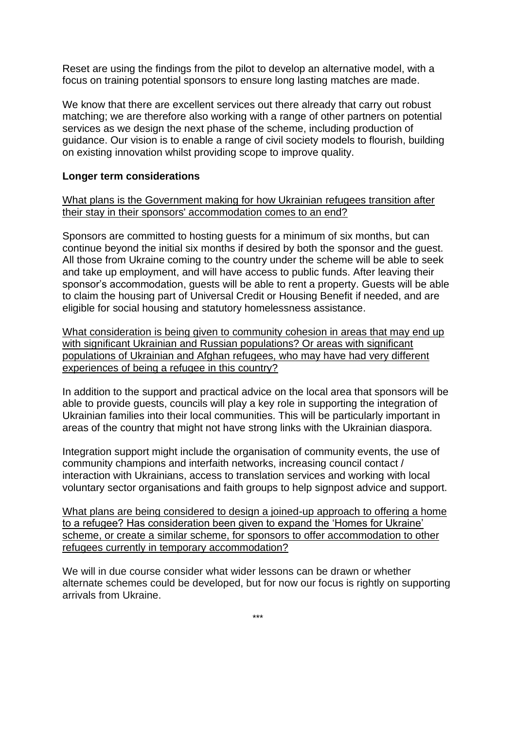Reset are using the findings from the pilot to develop an alternative model, with a focus on training potential sponsors to ensure long lasting matches are made.

We know that there are excellent services out there already that carry out robust matching; we are therefore also working with a range of other partners on potential services as we design the next phase of the scheme, including production of guidance. Our vision is to enable a range of civil society models to flourish, building on existing innovation whilst providing scope to improve quality.

**Longer term considerations**

<u>What plans is the Government making for how Ukrainian refugees transition after their stay in their sponsors' accommodation comes to an end?</u>

Sponsors are committed to hosting guests for a minimum of six months, but can continue beyond the initial six months if desired by both the sponsor and the guest. All those from Ukraine coming to the country under the scheme will be able to seek and take up employment, and will have access to public funds. After leaving their sponsor's accommodation, guests will be able to rent a property. Guests will be able to claim the housing part of Universal Credit or Housing Benefit if needed, and are eligible for social housing and statutory homelessness assistance.

<u>What consideration is being given to community cohesion in areas that may end up with significant Ukrainian and Russian populations? Or areas with significant populations of Ukrainian and Afghan refugees, who may have had very different experiences of being a refugee in this country?</u>

In addition to the support and practical advice on the local area that sponsors will be able to provide guests, councils will play a key role in supporting the integration of Ukrainian families into their local communities. This will be particularly important in areas of the country that might not have strong links with the Ukrainian diaspora.

Integration support might include the organisation of community events, the use of community champions and interfaith networks, increasing council contact / interaction with Ukrainians, access to translation services and working with local voluntary sector organisations and faith groups to help signpost advice and support.

<u>What plans are being considered to design a joined-up approach to offering a home to a refugee? Has consideration been given to expand the 'Homes for Ukraine' scheme, or create a similar scheme, for sponsors to offer accommodation to other refugees currently in temporary accommodation?</u>

We will in due course consider what wider lessons can be drawn or whether alternate schemes could be developed, but for now our focus is rightly on supporting arrivals from Ukraine.

***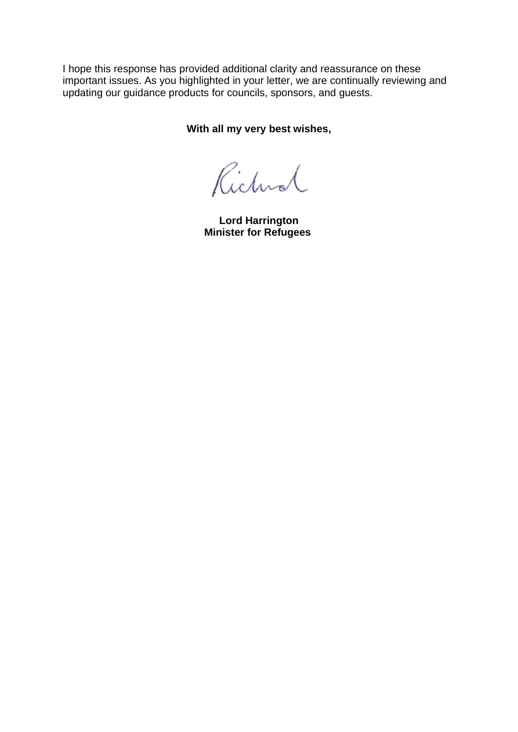I hope this response has provided additional clarity and reassurance on these important issues. As you highlighted in your letter, we are continually reviewing and updating our guidance products for councils, sponsors, and guests.

**With all my very best wishes,**

Richard

**Lord Harrington**
**Minister for Refugees**